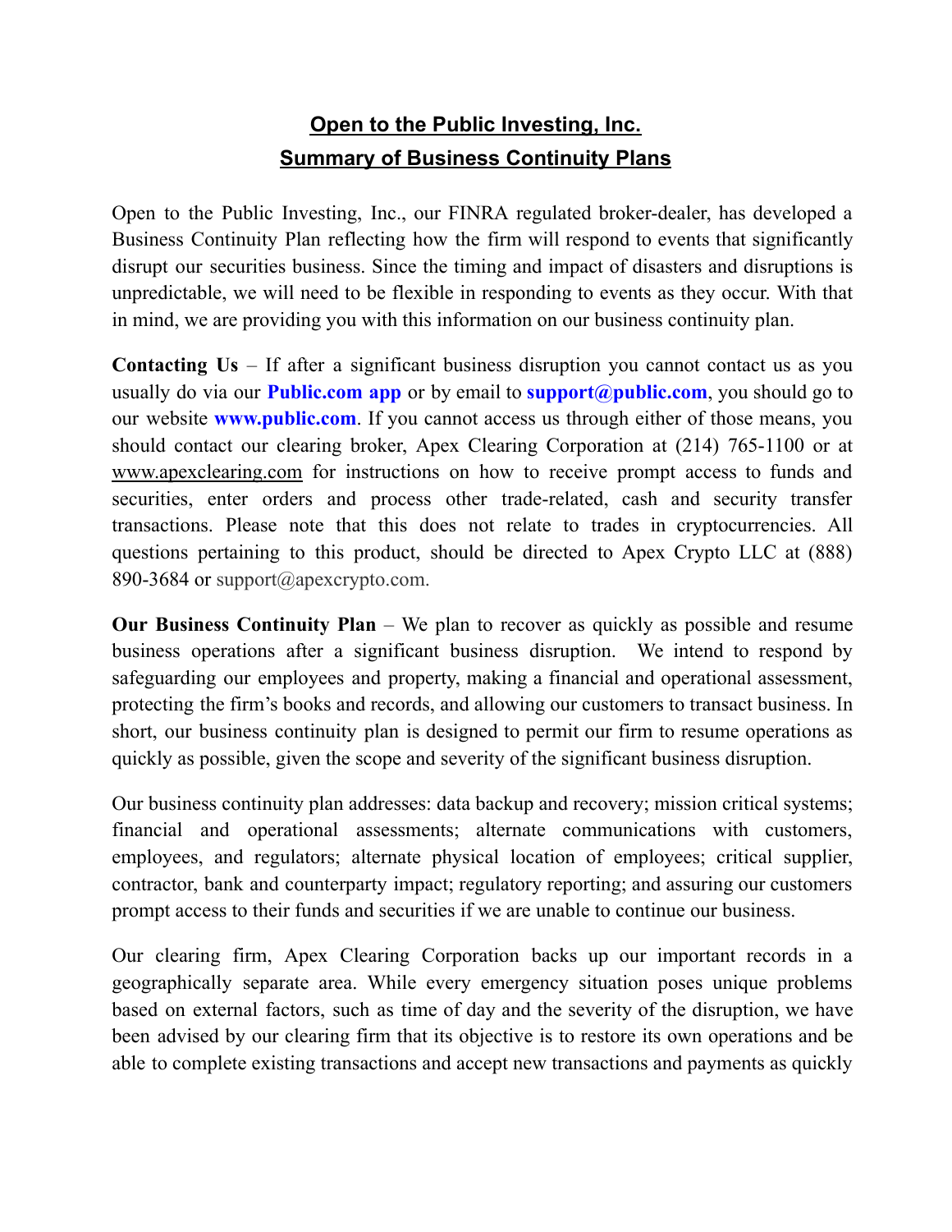# Open to the Public Investing, Inc.
## Summary of Business Continuity Plans

Open to the Public Investing, Inc., our FINRA regulated broker-dealer, has developed a Business Continuity Plan reflecting how the firm will respond to events that significantly disrupt our securities business. Since the timing and impact of disasters and disruptions is unpredictable, we will need to be flexible in responding to events as they occur. With that in mind, we are providing you with this information on our business continuity plan.

**Contacting Us** – If after a significant business disruption you cannot contact us as you usually do via our **Public.com app** or by email to **support@public.com**, you should go to our website **www.public.com**. If you cannot access us through either of those means, you should contact our clearing broker, Apex Clearing Corporation at (214) 765-1100 or at www.apexclearing.com for instructions on how to receive prompt access to funds and securities, enter orders and process other trade-related, cash and security transfer transactions. Please note that this does not relate to trades in cryptocurrencies. All questions pertaining to this product, should be directed to Apex Crypto LLC at (888) 890-3684 or support@apexcrypto.com.

**Our Business Continuity Plan** – We plan to recover as quickly as possible and resume business operations after a significant business disruption. We intend to respond by safeguarding our employees and property, making a financial and operational assessment, protecting the firm's books and records, and allowing our customers to transact business. In short, our business continuity plan is designed to permit our firm to resume operations as quickly as possible, given the scope and severity of the significant business disruption.

Our business continuity plan addresses: data backup and recovery; mission critical systems; financial and operational assessments; alternate communications with customers, employees, and regulators; alternate physical location of employees; critical supplier, contractor, bank and counterparty impact; regulatory reporting; and assuring our customers prompt access to their funds and securities if we are unable to continue our business.

Our clearing firm, Apex Clearing Corporation backs up our important records in a geographically separate area. While every emergency situation poses unique problems based on external factors, such as time of day and the severity of the disruption, we have been advised by our clearing firm that its objective is to restore its own operations and be able to complete existing transactions and accept new transactions and payments as quickly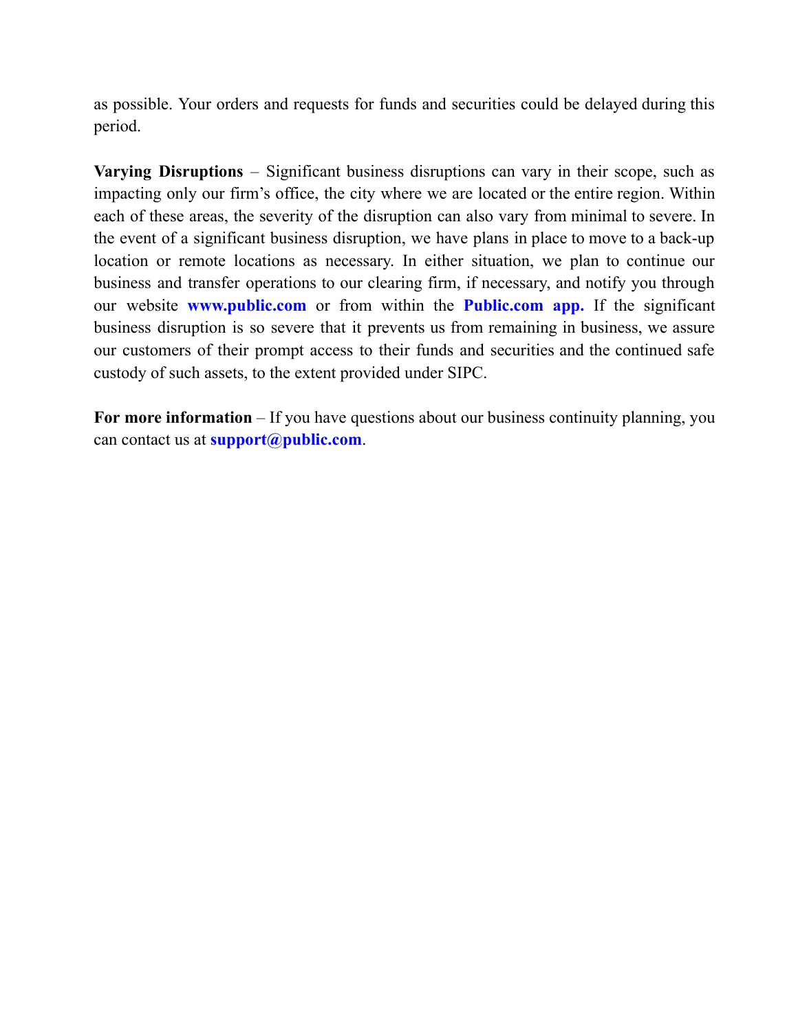as possible. Your orders and requests for funds and securities could be delayed during this period.

**Varying Disruptions** – Significant business disruptions can vary in their scope, such as impacting only our firm's office, the city where we are located or the entire region. Within each of these areas, the severity of the disruption can also vary from minimal to severe. In the event of a significant business disruption, we have plans in place to move to a back-up location or remote locations as necessary. In either situation, we plan to continue our business and transfer operations to our clearing firm, if necessary, and notify you through our website **www.public.com** or from within the **Public.com app.** If the significant business disruption is so severe that it prevents us from remaining in business, we assure our customers of their prompt access to their funds and securities and the continued safe custody of such assets, to the extent provided under SIPC.

**For more information** – If you have questions about our business continuity planning, you can contact us at **support@public.com**.